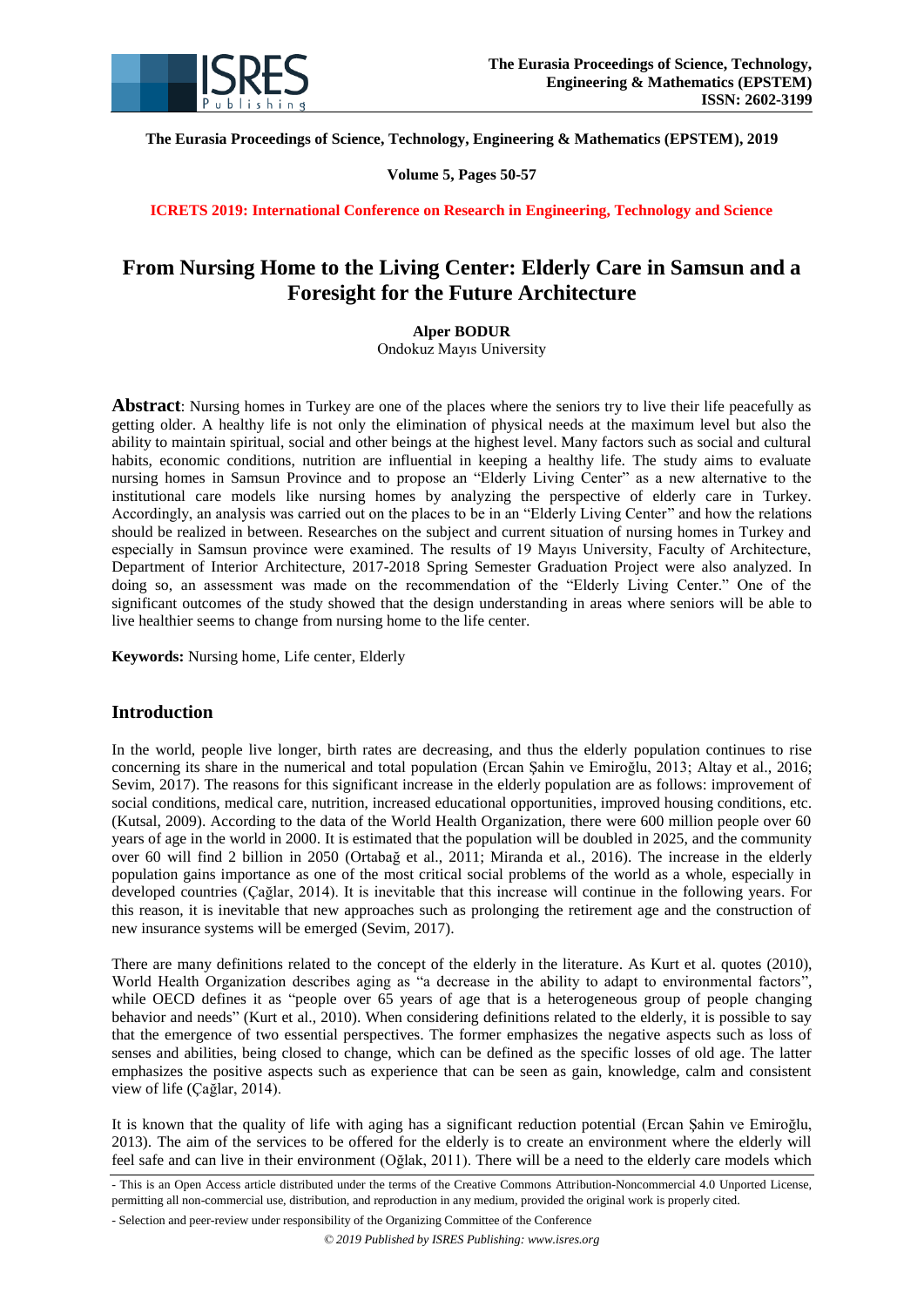**The Eurasia Proceedings of Science, Technology, Engineering & Mathematics (EPSTEM), 2019**

**Volume 5, Pages 50-57**

**ICRETS 2019: International Conference on Research in Engineering, Technology and Science**

# From Nursing Home to the Living Center: Elderly Care in Samsun and a Foresight for the Future Architecture

**Alper BODUR**
Ondokuz Mayıs University

**Abstract**: Nursing homes in Turkey are one of the places where the seniors try to live their life peacefully as getting older. A healthy life is not only the elimination of physical needs at the maximum level but also the ability to maintain spiritual, social and other beings at the highest level. Many factors such as social and cultural habits, economic conditions, nutrition are influential in keeping a healthy life. The study aims to evaluate nursing homes in Samsun Province and to propose an "Elderly Living Center" as a new alternative to the institutional care models like nursing homes by analyzing the perspective of elderly care in Turkey. Accordingly, an analysis was carried out on the places to be in an "Elderly Living Center" and how the relations should be realized in between. Researches on the subject and current situation of nursing homes in Turkey and especially in Samsun province were examined. The results of 19 Mayıs University, Faculty of Architecture, Department of Interior Architecture, 2017-2018 Spring Semester Graduation Project were also analyzed. In doing so, an assessment was made on the recommendation of the "Elderly Living Center." One of the significant outcomes of the study showed that the design understanding in areas where seniors will be able to live healthier seems to change from nursing home to the life center.

**Keywords:** Nursing home, Life center, Elderly

## Introduction

In the world, people live longer, birth rates are decreasing, and thus the elderly population continues to rise concerning its share in the numerical and total population (Ercan Şahin ve Emiroğlu, 2013; Altay et al., 2016; Sevim, 2017). The reasons for this significant increase in the elderly population are as follows: improvement of social conditions, medical care, nutrition, increased educational opportunities, improved housing conditions, etc. (Kutsal, 2009). According to the data of the World Health Organization, there were 600 million people over 60 years of age in the world in 2000. It is estimated that the population will be doubled in 2025, and the community over 60 will find 2 billion in 2050 (Ortabağ et al., 2011; Miranda et al., 2016). The increase in the elderly population gains importance as one of the most critical social problems of the world as a whole, especially in developed countries (Çağlar, 2014). It is inevitable that this increase will continue in the following years. For this reason, it is inevitable that new approaches such as prolonging the retirement age and the construction of new insurance systems will be emerged (Sevim, 2017).

There are many definitions related to the concept of the elderly in the literature. As Kurt et al. quotes (2010), World Health Organization describes aging as "a decrease in the ability to adapt to environmental factors", while OECD defines it as "people over 65 years of age that is a heterogeneous group of people changing behavior and needs" (Kurt et al., 2010). When considering definitions related to the elderly, it is possible to say that the emergence of two essential perspectives. The former emphasizes the negative aspects such as loss of senses and abilities, being closed to change, which can be defined as the specific losses of old age. The latter emphasizes the positive aspects such as experience that can be seen as gain, knowledge, calm and consistent view of life (Çağlar, 2014).

It is known that the quality of life with aging has a significant reduction potential (Ercan Şahin ve Emiroğlu, 2013). The aim of the services to be offered for the elderly is to create an environment where the elderly will feel safe and can live in their environment (Oğlak, 2011). There will be a need to the elderly care models which

- This is an Open Access article distributed under the terms of the Creative Commons Attribution-Noncommercial 4.0 Unported License, permitting all non-commercial use, distribution, and reproduction in any medium, provided the original work is properly cited.

- Selection and peer-review under responsibility of the Organizing Committee of the Conference

*© 2019 Published by ISRES Publishing: www.isres.org*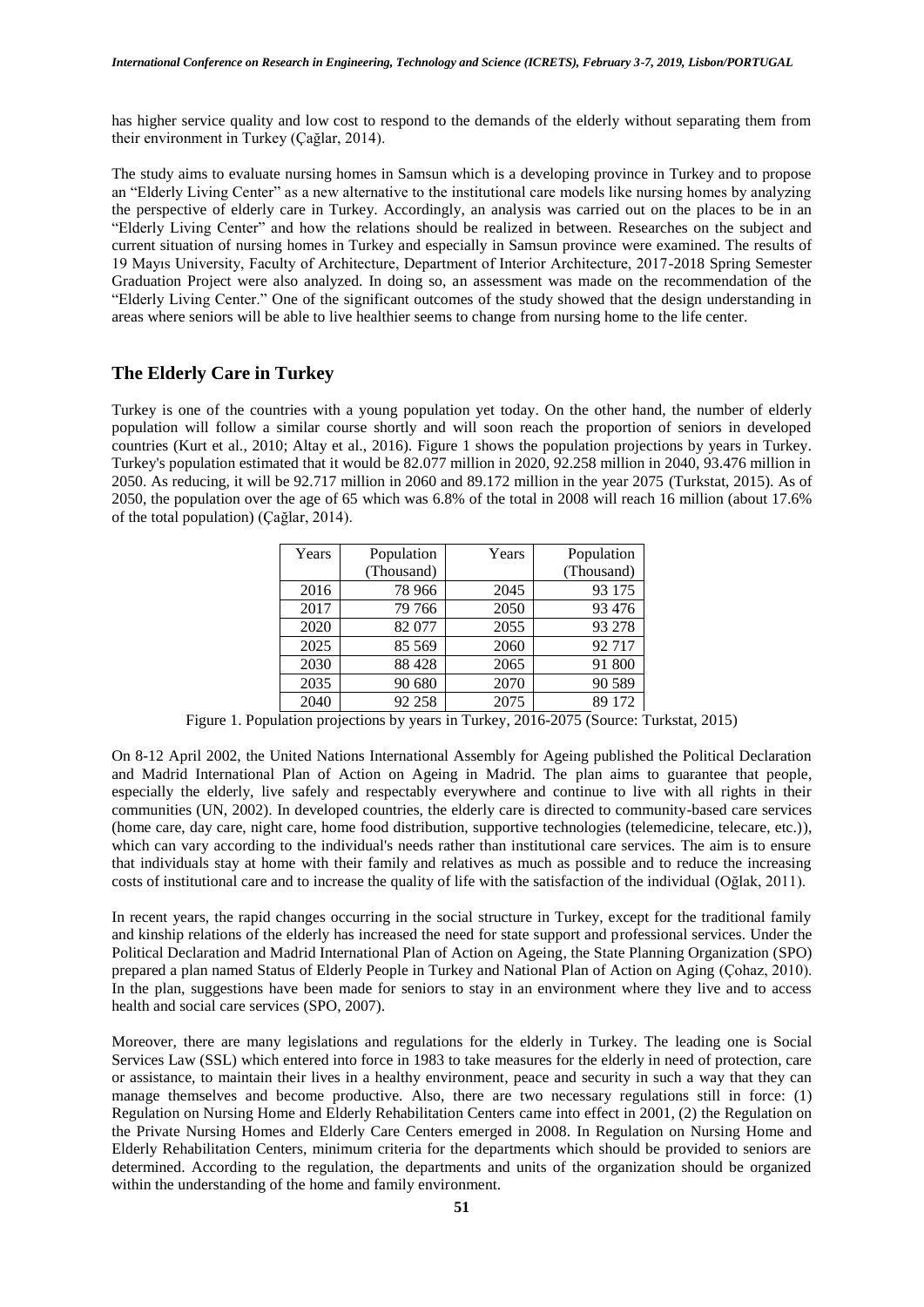has higher service quality and low cost to respond to the demands of the elderly without separating them from their environment in Turkey (Çağlar, 2014).

The study aims to evaluate nursing homes in Samsun which is a developing province in Turkey and to propose an "Elderly Living Center" as a new alternative to the institutional care models like nursing homes by analyzing the perspective of elderly care in Turkey. Accordingly, an analysis was carried out on the places to be in an "Elderly Living Center" and how the relations should be realized in between. Researches on the subject and current situation of nursing homes in Turkey and especially in Samsun province were examined. The results of 19 Mayıs University, Faculty of Architecture, Department of Interior Architecture, 2017-2018 Spring Semester Graduation Project were also analyzed. In doing so, an assessment was made on the recommendation of the "Elderly Living Center." One of the significant outcomes of the study showed that the design understanding in areas where seniors will be able to live healthier seems to change from nursing home to the life center.

## The Elderly Care in Turkey

Turkey is one of the countries with a young population yet today. On the other hand, the number of elderly population will follow a similar course shortly and will soon reach the proportion of seniors in developed countries (Kurt et al., 2010; Altay et al., 2016). Figure 1 shows the population projections by years in Turkey. Turkey's population estimated that it would be 82.077 million in 2020, 92.258 million in 2040, 93.476 million in 2050. As reducing, it will be 92.717 million in 2060 and 89.172 million in the year 2075 (Turkstat, 2015). As of 2050, the population over the age of 65 which was 6.8% of the total in 2008 will reach 16 million (about 17.6% of the total population) (Çağlar, 2014).

| Years | Population (Thousand) | Years | Population (Thousand) |
|---|---|---|---|
| 2016 | 78 966 | 2045 | 93 175 |
| 2017 | 79 766 | 2050 | 93 476 |
| 2020 | 82 077 | 2055 | 93 278 |
| 2025 | 85 569 | 2060 | 92 717 |
| 2030 | 88 428 | 2065 | 91 800 |
| 2035 | 90 680 | 2070 | 90 589 |
| 2040 | 92 258 | 2075 | 89 172 |

Figure 1. Population projections by years in Turkey, 2016-2075 (Source: Turkstat, 2015)

On 8-12 April 2002, the United Nations International Assembly for Ageing published the Political Declaration and Madrid International Plan of Action on Ageing in Madrid. The plan aims to guarantee that people, especially the elderly, live safely and respectably everywhere and continue to live with all rights in their communities (UN, 2002). In developed countries, the elderly care is directed to community-based care services (home care, day care, night care, home food distribution, supportive technologies (telemedicine, telecare, etc.)), which can vary according to the individual's needs rather than institutional care services. The aim is to ensure that individuals stay at home with their family and relatives as much as possible and to reduce the increasing costs of institutional care and to increase the quality of life with the satisfaction of the individual (Oğlak, 2011).

In recent years, the rapid changes occurring in the social structure in Turkey, except for the traditional family and kinship relations of the elderly has increased the need for state support and professional services. Under the Political Declaration and Madrid International Plan of Action on Ageing, the State Planning Organization (SPO) prepared a plan named Status of Elderly People in Turkey and National Plan of Action on Aging (Çohaz, 2010). In the plan, suggestions have been made for seniors to stay in an environment where they live and to access health and social care services (SPO, 2007).

Moreover, there are many legislations and regulations for the elderly in Turkey. The leading one is Social Services Law (SSL) which entered into force in 1983 to take measures for the elderly in need of protection, care or assistance, to maintain their lives in a healthy environment, peace and security in such a way that they can manage themselves and become productive. Also, there are two necessary regulations still in force: (1) Regulation on Nursing Home and Elderly Rehabilitation Centers came into effect in 2001, (2) the Regulation on the Private Nursing Homes and Elderly Care Centers emerged in 2008. In Regulation on Nursing Home and Elderly Rehabilitation Centers, minimum criteria for the departments which should be provided to seniors are determined. According to the regulation, the departments and units of the organization should be organized within the understanding of the home and family environment.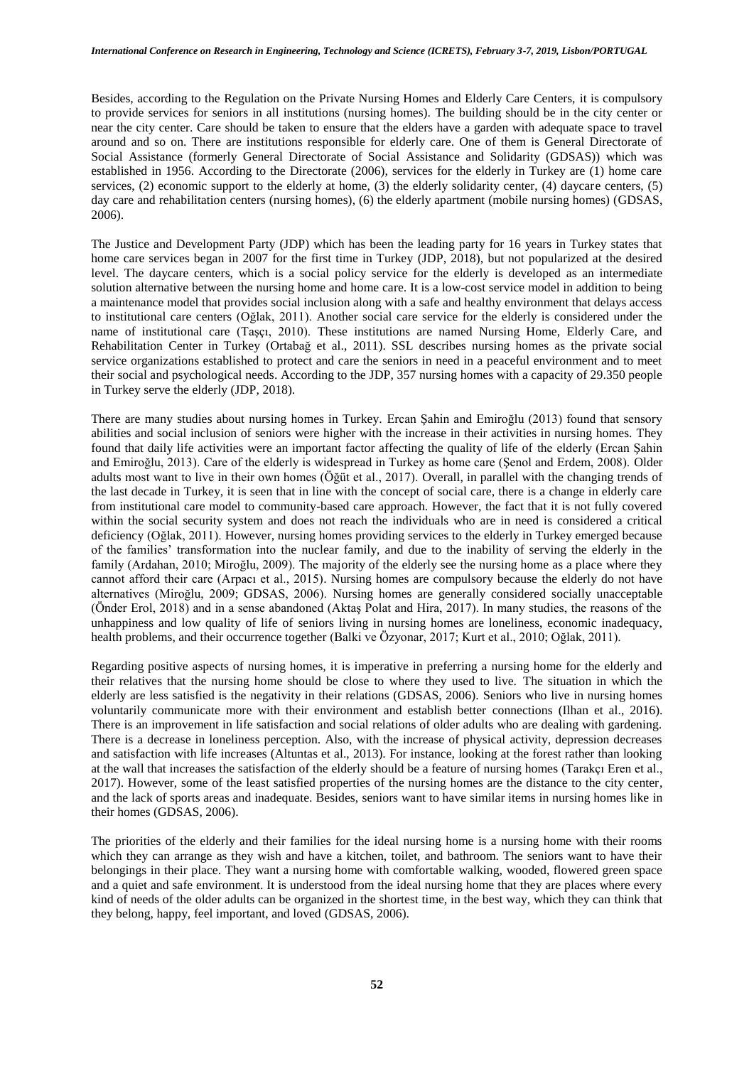Besides, according to the Regulation on the Private Nursing Homes and Elderly Care Centers, it is compulsory to provide services for seniors in all institutions (nursing homes). The building should be in the city center or near the city center. Care should be taken to ensure that the elders have a garden with adequate space to travel around and so on. There are institutions responsible for elderly care. One of them is General Directorate of Social Assistance (formerly General Directorate of Social Assistance and Solidarity (GDSAS)) which was established in 1956. According to the Directorate (2006), services for the elderly in Turkey are (1) home care services, (2) economic support to the elderly at home, (3) the elderly solidarity center, (4) daycare centers, (5) day care and rehabilitation centers (nursing homes), (6) the elderly apartment (mobile nursing homes) (GDSAS, 2006).

The Justice and Development Party (JDP) which has been the leading party for 16 years in Turkey states that home care services began in 2007 for the first time in Turkey (JDP, 2018), but not popularized at the desired level. The daycare centers, which is a social policy service for the elderly is developed as an intermediate solution alternative between the nursing home and home care. It is a low-cost service model in addition to being a maintenance model that provides social inclusion along with a safe and healthy environment that delays access to institutional care centers (Oğlak, 2011). Another social care service for the elderly is considered under the name of institutional care (Taşçı, 2010). These institutions are named Nursing Home, Elderly Care, and Rehabilitation Center in Turkey (Ortabağ et al., 2011). SSL describes nursing homes as the private social service organizations established to protect and care the seniors in need in a peaceful environment and to meet their social and psychological needs. According to the JDP, 357 nursing homes with a capacity of 29.350 people in Turkey serve the elderly (JDP, 2018).

There are many studies about nursing homes in Turkey. Ercan Şahin and Emiroğlu (2013) found that sensory abilities and social inclusion of seniors were higher with the increase in their activities in nursing homes. They found that daily life activities were an important factor affecting the quality of life of the elderly (Ercan Şahin and Emiroğlu, 2013). Care of the elderly is widespread in Turkey as home care (Şenol and Erdem, 2008). Older adults most want to live in their own homes (Öğüt et al., 2017). Overall, in parallel with the changing trends of the last decade in Turkey, it is seen that in line with the concept of social care, there is a change in elderly care from institutional care model to community-based care approach. However, the fact that it is not fully covered within the social security system and does not reach the individuals who are in need is considered a critical deficiency (Oğlak, 2011). However, nursing homes providing services to the elderly in Turkey emerged because of the families' transformation into the nuclear family, and due to the inability of serving the elderly in the family (Ardahan, 2010; Miroğlu, 2009). The majority of the elderly see the nursing home as a place where they cannot afford their care (Arpacı et al., 2015). Nursing homes are compulsory because the elderly do not have alternatives (Miroğlu, 2009; GDSAS, 2006). Nursing homes are generally considered socially unacceptable (Önder Erol, 2018) and in a sense abandoned (Aktaş Polat and Hira, 2017). In many studies, the reasons of the unhappiness and low quality of life of seniors living in nursing homes are loneliness, economic inadequacy, health problems, and their occurrence together (Balki ve Özyonar, 2017; Kurt et al., 2010; Oğlak, 2011).

Regarding positive aspects of nursing homes, it is imperative in preferring a nursing home for the elderly and their relatives that the nursing home should be close to where they used to live. The situation in which the elderly are less satisfied is the negativity in their relations (GDSAS, 2006). Seniors who live in nursing homes voluntarily communicate more with their environment and establish better connections (Ilhan et al., 2016). There is an improvement in life satisfaction and social relations of older adults who are dealing with gardening. There is a decrease in loneliness perception. Also, with the increase of physical activity, depression decreases and satisfaction with life increases (Altuntas et al., 2013). For instance, looking at the forest rather than looking at the wall that increases the satisfaction of the elderly should be a feature of nursing homes (Tarakçı Eren et al., 2017). However, some of the least satisfied properties of the nursing homes are the distance to the city center, and the lack of sports areas and inadequate. Besides, seniors want to have similar items in nursing homes like in their homes (GDSAS, 2006).

The priorities of the elderly and their families for the ideal nursing home is a nursing home with their rooms which they can arrange as they wish and have a kitchen, toilet, and bathroom. The seniors want to have their belongings in their place. They want a nursing home with comfortable walking, wooded, flowered green space and a quiet and safe environment. It is understood from the ideal nursing home that they are places where every kind of needs of the older adults can be organized in the shortest time, in the best way, which they can think that they belong, happy, feel important, and loved (GDSAS, 2006).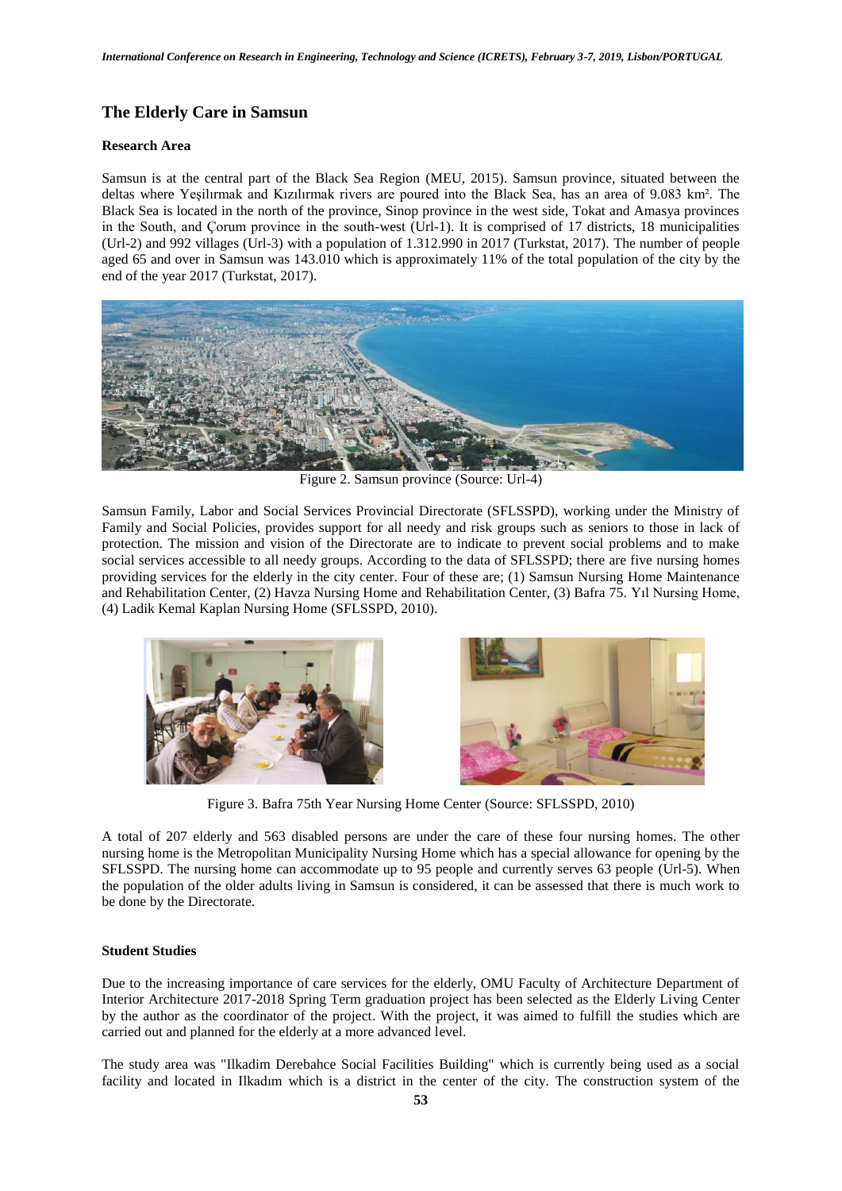## The Elderly Care in Samsun

### Research Area

Samsun is at the central part of the Black Sea Region (MEU, 2015). Samsun province, situated between the deltas where Yeşilırmak and Kızılırmak rivers are poured into the Black Sea, has an area of 9.083 km². The Black Sea is located in the north of the province, Sinop province in the west side, Tokat and Amasya provinces in the South, and Çorum province in the south-west (Url-1). It is comprised of 17 districts, 18 municipalities (Url-2) and 992 villages (Url-3) with a population of 1.312.990 in 2017 (Turkstat, 2017). The number of people aged 65 and over in Samsun was 143.010 which is approximately 11% of the total population of the city by the end of the year 2017 (Turkstat, 2017).

Figure 2. Samsun province (Source: Url-4)

Samsun Family, Labor and Social Services Provincial Directorate (SFLSSPD), working under the Ministry of Family and Social Policies, provides support for all needy and risk groups such as seniors to those in lack of protection. The mission and vision of the Directorate are to indicate to prevent social problems and to make social services accessible to all needy groups. According to the data of SFLSSPD; there are five nursing homes providing services for the elderly in the city center. Four of these are; (1) Samsun Nursing Home Maintenance and Rehabilitation Center, (2) Havza Nursing Home and Rehabilitation Center, (3) Bafra 75. Yıl Nursing Home, (4) Ladik Kemal Kaplan Nursing Home (SFLSSPD, 2010).

Figure 3. Bafra 75th Year Nursing Home Center (Source: SFLSSPD, 2010)

A total of 207 elderly and 563 disabled persons are under the care of these four nursing homes. The other nursing home is the Metropolitan Municipality Nursing Home which has a special allowance for opening by the SFLSSPD. The nursing home can accommodate up to 95 people and currently serves 63 people (Url-5). When the population of the older adults living in Samsun is considered, it can be assessed that there is much work to be done by the Directorate.

### Student Studies

Due to the increasing importance of care services for the elderly, OMU Faculty of Architecture Department of Interior Architecture 2017-2018 Spring Term graduation project has been selected as the Elderly Living Center by the author as the coordinator of the project. With the project, it was aimed to fulfill the studies which are carried out and planned for the elderly at a more advanced level.

The study area was "Ilkadim Derebahce Social Facilities Building" which is currently being used as a social facility and located in Ilkadım which is a district in the center of the city. The construction system of the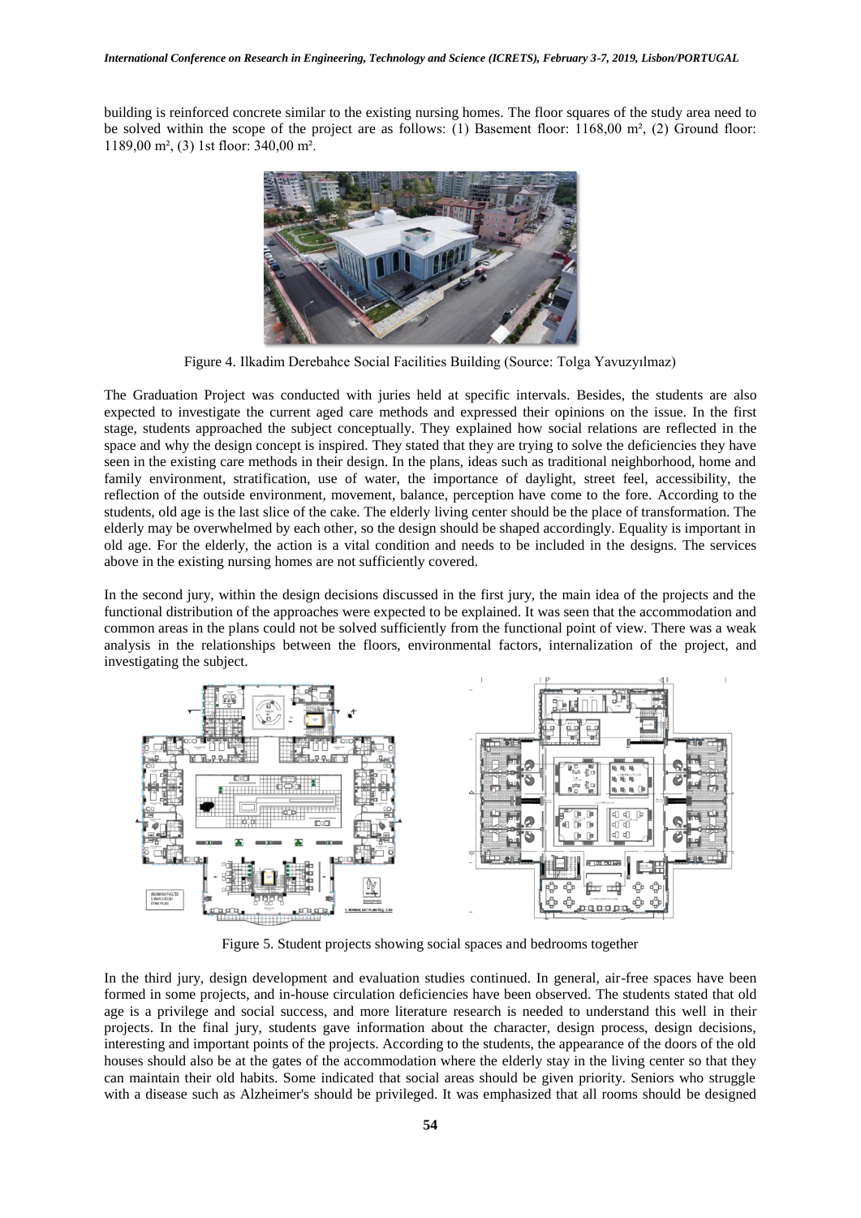building is reinforced concrete similar to the existing nursing homes. The floor squares of the study area need to be solved within the scope of the project are as follows: (1) Basement floor: 1168,00 m², (2) Ground floor: 1189,00 m², (3) 1st floor: 340,00 m².

Figure 4. Ilkadim Derebahce Social Facilities Building (Source: Tolga Yavuzyılmaz)

The Graduation Project was conducted with juries held at specific intervals. Besides, the students are also expected to investigate the current aged care methods and expressed their opinions on the issue. In the first stage, students approached the subject conceptually. They explained how social relations are reflected in the space and why the design concept is inspired. They stated that they are trying to solve the deficiencies they have seen in the existing care methods in their design. In the plans, ideas such as traditional neighborhood, home and family environment, stratification, use of water, the importance of daylight, street feel, accessibility, the reflection of the outside environment, movement, balance, perception have come to the fore. According to the students, old age is the last slice of the cake. The elderly living center should be the place of transformation. The elderly may be overwhelmed by each other, so the design should be shaped accordingly. Equality is important in old age. For the elderly, the action is a vital condition and needs to be included in the designs. The services above in the existing nursing homes are not sufficiently covered.

In the second jury, within the design decisions discussed in the first jury, the main idea of the projects and the functional distribution of the approaches were expected to be explained. It was seen that the accommodation and common areas in the plans could not be solved sufficiently from the functional point of view. There was a weak analysis in the relationships between the floors, environmental factors, internalization of the project, and investigating the subject.

Figure 5. Student projects showing social spaces and bedrooms together

In the third jury, design development and evaluation studies continued. In general, air-free spaces have been formed in some projects, and in-house circulation deficiencies have been observed. The students stated that old age is a privilege and social success, and more literature research is needed to understand this well in their projects. In the final jury, students gave information about the character, design process, design decisions, interesting and important points of the projects. According to the students, the appearance of the doors of the old houses should also be at the gates of the accommodation where the elderly stay in the living center so that they can maintain their old habits. Some indicated that social areas should be given priority. Seniors who struggle with a disease such as Alzheimer's should be privileged. It was emphasized that all rooms should be designed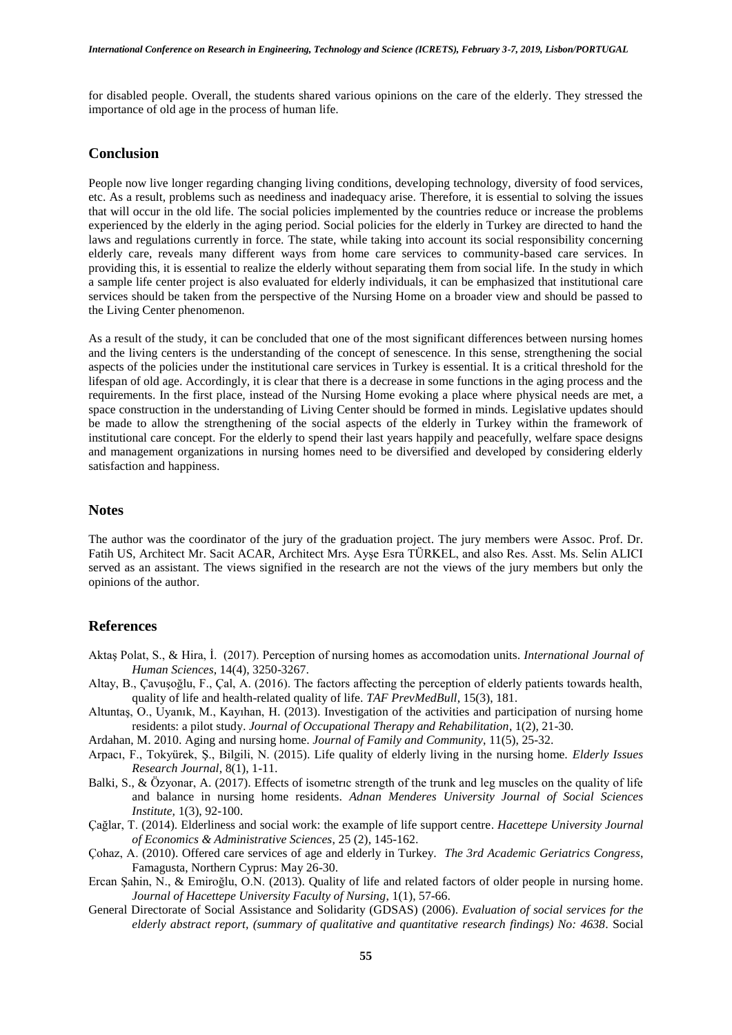for disabled people. Overall, the students shared various opinions on the care of the elderly. They stressed the importance of old age in the process of human life.

## Conclusion

People now live longer regarding changing living conditions, developing technology, diversity of food services, etc. As a result, problems such as neediness and inadequacy arise. Therefore, it is essential to solving the issues that will occur in the old life. The social policies implemented by the countries reduce or increase the problems experienced by the elderly in the aging period. Social policies for the elderly in Turkey are directed to hand the laws and regulations currently in force. The state, while taking into account its social responsibility concerning elderly care, reveals many different ways from home care services to community-based care services. In providing this, it is essential to realize the elderly without separating them from social life. In the study in which a sample life center project is also evaluated for elderly individuals, it can be emphasized that institutional care services should be taken from the perspective of the Nursing Home on a broader view and should be passed to the Living Center phenomenon.

As a result of the study, it can be concluded that one of the most significant differences between nursing homes and the living centers is the understanding of the concept of senescence. In this sense, strengthening the social aspects of the policies under the institutional care services in Turkey is essential. It is a critical threshold for the lifespan of old age. Accordingly, it is clear that there is a decrease in some functions in the aging process and the requirements. In the first place, instead of the Nursing Home evoking a place where physical needs are met, a space construction in the understanding of Living Center should be formed in minds. Legislative updates should be made to allow the strengthening of the social aspects of the elderly in Turkey within the framework of institutional care concept. For the elderly to spend their last years happily and peacefully, welfare space designs and management organizations in nursing homes need to be diversified and developed by considering elderly satisfaction and happiness.

## Notes

The author was the coordinator of the jury of the graduation project. The jury members were Assoc. Prof. Dr. Fatih US, Architect Mr. Sacit ACAR, Architect Mrs. Ayşe Esra TÜRKEL, and also Res. Asst. Ms. Selin ALICI served as an assistant. The views signified in the research are not the views of the jury members but only the opinions of the author.

## References

Aktaş Polat, S., & Hira, İ. (2017). Perception of nursing homes as accomodation units. *International Journal of Human Sciences*, 14(4), 3250-3267.

Altay, B., Çavuşoğlu, F., Çal, A. (2016). The factors affecting the perception of elderly patients towards health, quality of life and health-related quality of life. *TAF PrevMedBull*, 15(3), 181.

Altuntaş, O., Uyanık, M., Kayıhan, H. (2013). Investigation of the activities and participation of nursing home residents: a pilot study. *Journal of Occupational Therapy and Rehabilitation*, 1(2), 21-30.

Ardahan, M. 2010. Aging and nursing home. *Journal of Family and Community*, 11(5), 25-32.

Arpacı, F., Tokyürek, Ş., Bilgili, N. (2015). Life quality of elderly living in the nursing home. *Elderly Issues Research Journal*, 8(1), 1-11.

Balki, S., & Özyonar, A. (2017). Effects of isometrıc strength of the trunk and leg muscles on the quality of life and balance in nursing home residents. *Adnan Menderes University Journal of Social Sciences Institute*, 1(3), 92-100.

Çağlar, T. (2014). Elderliness and social work: the example of life support centre. *Hacettepe University Journal of Economics & Administrative Sciences*, 25 (2), 145-162.

Çohaz, A. (2010). Offered care services of age and elderly in Turkey. *The 3rd Academic Geriatrics Congress*, Famagusta, Northern Cyprus: May 26-30.

Ercan Şahin, N., & Emiroğlu, O.N. (2013). Quality of life and related factors of older people in nursing home. *Journal of Hacettepe University Faculty of Nursing*, 1(1), 57-66.

General Directorate of Social Assistance and Solidarity (GDSAS) (2006). *Evaluation of social services for the elderly abstract report, (summary of qualitative and quantitative research findings) No: 4638*. Social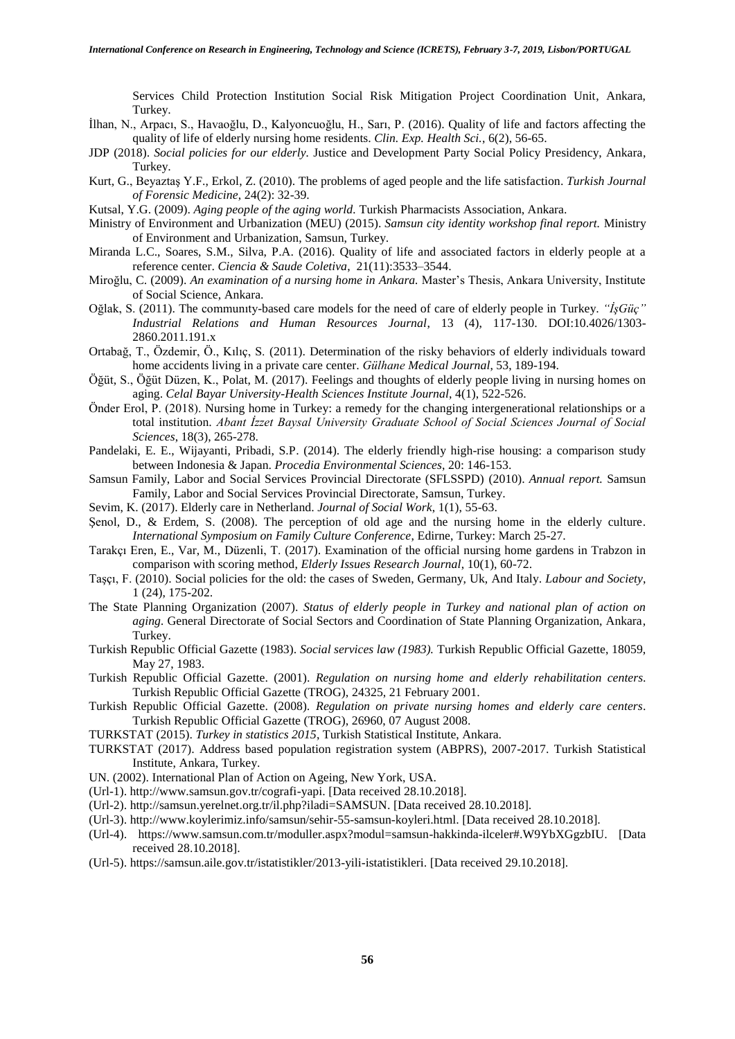Services Child Protection Institution Social Risk Mitigation Project Coordination Unit, Ankara, Turkey.

İlhan, N., Arpacı, S., Havaoğlu, D., Kalyoncuoğlu, H., Sarı, P. (2016). Quality of life and factors affecting the quality of life of elderly nursing home residents. *Clin. Exp. Health Sci.*, 6(2), 56-65.

JDP (2018). *Social policies for our elderly.* Justice and Development Party Social Policy Presidency, Ankara, Turkey.

Kurt, G., Beyaztaş Y.F., Erkol, Z. (2010). The problems of aged people and the life satisfaction. *Turkish Journal of Forensic Medicine*, 24(2): 32-39.

Kutsal, Y.G. (2009). *Aging people of the aging world.* Turkish Pharmacists Association, Ankara.

Ministry of Environment and Urbanization (MEU) (2015). *Samsun city identity workshop final report.* Ministry of Environment and Urbanization, Samsun, Turkey.

Miranda L.C., Soares, S.M., Silva, P.A. (2016). Quality of life and associated factors in elderly people at a reference center. *Ciencia & Saude Coletiva*, 21(11):3533–3544.

Miroğlu, C. (2009). *An examination of a nursing home in Ankara.* Master's Thesis, Ankara University, Institute of Social Science, Ankara.

Oğlak, S. (2011). The communıty-based care models for the need of care of elderly people in Turkey. *"İşGüç" Industrial Relations and Human Resources Journal,* 13 (4), 117-130. DOI:10.4026/1303-2860.2011.191.x

Ortabağ, T., Özdemir, Ö., Kılıç, S. (2011). Determination of the risky behaviors of elderly individuals toward home accidents living in a private care center. *Gülhane Medical Journal*, 53, 189-194.

Öğüt, S., Öğüt Düzen, K., Polat, M. (2017). Feelings and thoughts of elderly people living in nursing homes on aging. *Celal Bayar University-Health Sciences Institute Journal*, 4(1), 522-526.

Önder Erol, P. (2018). Nursing home in Turkey: a remedy for the changing intergenerational relationships or a total institution. *Abant İzzet Baysal University Graduate School of Social Sciences Journal of Social Sciences*, 18(3), 265-278.

Pandelaki, E. E., Wijayanti, Pribadi, S.P. (2014). The elderly friendly high-rise housing: a comparison study between Indonesia & Japan. *Procedia Environmental Sciences*, 20: 146-153.

Samsun Family, Labor and Social Services Provincial Directorate (SFLSSPD) (2010). *Annual report.* Samsun Family, Labor and Social Services Provincial Directorate, Samsun, Turkey.

Sevim, K. (2017). Elderly care in Netherland. *Journal of Social Work,* 1(1), 55-63.

Şenol, D., & Erdem, S. (2008). The perception of old age and the nursing home in the elderly culture. *International Symposium on Family Culture Conference*, Edirne, Turkey: March 25-27.

Tarakçı Eren, E., Var, M., Düzenli, T. (2017). Examination of the official nursing home gardens in Trabzon in comparison with scoring method, *Elderly Issues Research Journal*, 10(1), 60-72.

Taşçı, F. (2010). Social policies for the old: the cases of Sweden, Germany, Uk, And Italy. *Labour and Society*, 1 (24), 175-202.

The State Planning Organization (2007). *Status of elderly people in Turkey and national plan of action on aging*. General Directorate of Social Sectors and Coordination of State Planning Organization, Ankara, Turkey.

Turkish Republic Official Gazette (1983). *Social services law (1983).* Turkish Republic Official Gazette, 18059, May 27, 1983.

Turkish Republic Official Gazette. (2001). *Regulation on nursing home and elderly rehabilitation centers.* Turkish Republic Official Gazette (TROG), 24325, 21 February 2001.

Turkish Republic Official Gazette. (2008). *Regulation on private nursing homes and elderly care centers*. Turkish Republic Official Gazette (TROG), 26960, 07 August 2008.

TURKSTAT (2015). *Turkey in statistics 2015*, Turkish Statistical Institute, Ankara.

TURKSTAT (2017). Address based population registration system (ABPRS), 2007-2017. Turkish Statistical Institute, Ankara, Turkey.

UN. (2002). International Plan of Action on Ageing, New York, USA.

(Url-1). http://www.samsun.gov.tr/cografi-yapi. [Data received 28.10.2018].

(Url-2). http://samsun.yerelnet.org.tr/il.php?iladi=SAMSUN. [Data received 28.10.2018].

(Url-3). http://www.koylerimiz.info/samsun/sehir-55-samsun-koyleri.html. [Data received 28.10.2018].

(Url-4). https://www.samsun.com.tr/moduller.aspx?modul=samsun-hakkinda-ilceler#.W9YbXGgzbIU. [Data received 28.10.2018].

(Url-5). https://samsun.aile.gov.tr/istatistikler/2013-yili-istatistikleri. [Data received 29.10.2018].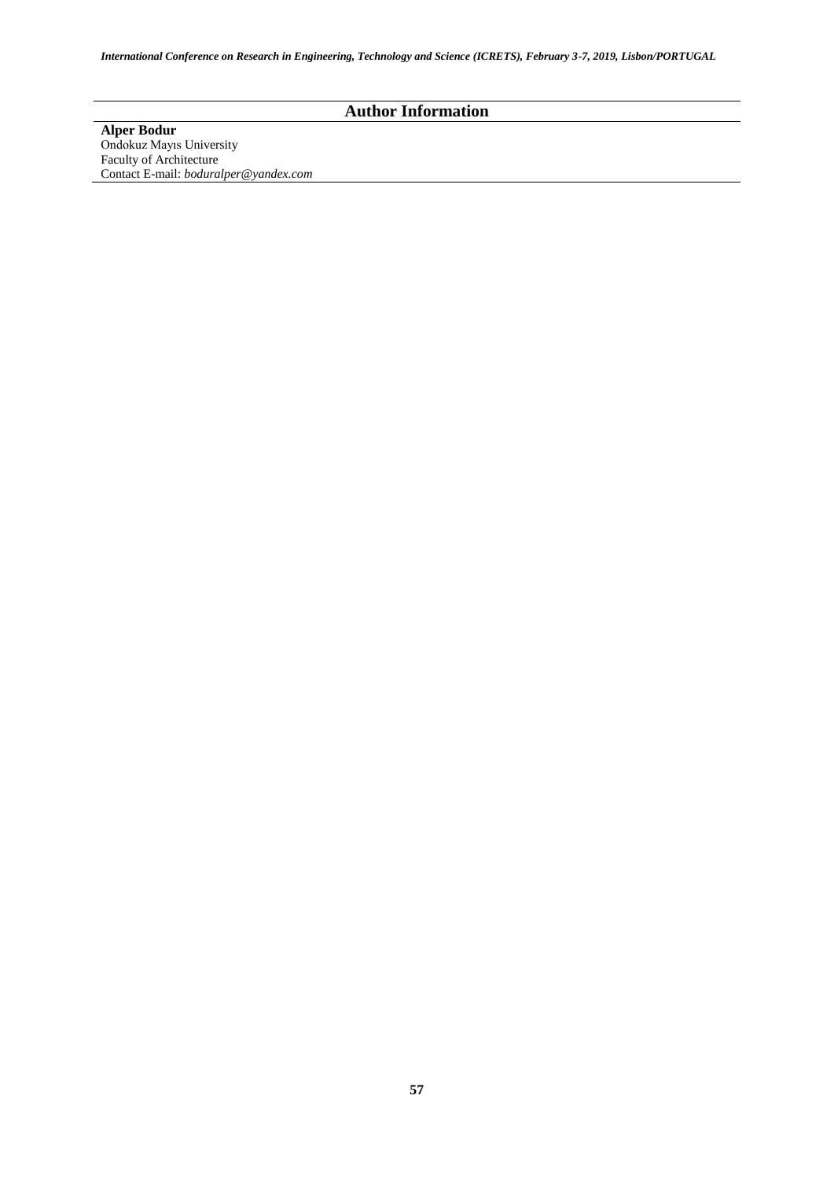## Author Information

**Alper Bodur**
Ondokuz Mayıs University
Faculty of Architecture
Contact E-mail: *boduralper@yandex.com*